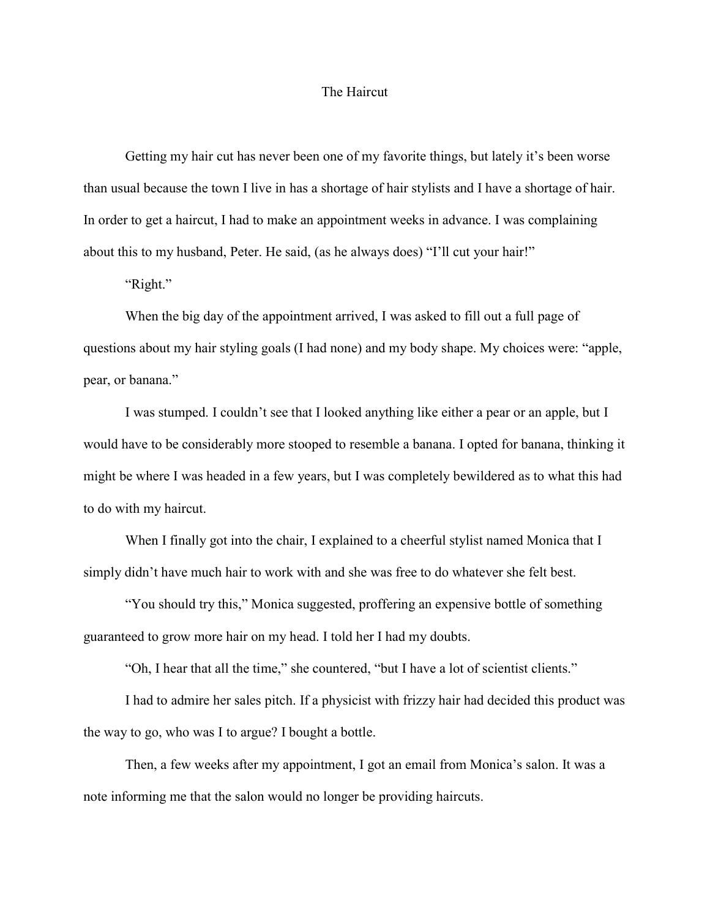# The Haircut

Getting my hair cut has never been one of my favorite things, but lately it's been worse than usual because the town I live in has a shortage of hair stylists and I have a shortage of hair. In order to get a haircut, I had to make an appointment weeks in advance. I was complaining about this to my husband, Peter. He said, (as he always does) "I'll cut your hair!"

"Right."

When the big day of the appointment arrived, I was asked to fill out a full page of questions about my hair styling goals (I had none) and my body shape. My choices were: "apple, pear, or banana."

I was stumped. I couldn't see that I looked anything like either a pear or an apple, but I would have to be considerably more stooped to resemble a banana. I opted for banana, thinking it might be where I was headed in a few years, but I was completely bewildered as to what this had to do with my haircut.

When I finally got into the chair, I explained to a cheerful stylist named Monica that I simply didn't have much hair to work with and she was free to do whatever she felt best.

"You should try this," Monica suggested, proffering an expensive bottle of something guaranteed to grow more hair on my head. I told her I had my doubts.

"Oh, I hear that all the time," she countered, "but I have a lot of scientist clients."

I had to admire her sales pitch. If a physicist with frizzy hair had decided this product was the way to go, who was I to argue? I bought a bottle.

Then, a few weeks after my appointment, I got an email from Monica's salon. It was a note informing me that the salon would no longer be providing haircuts.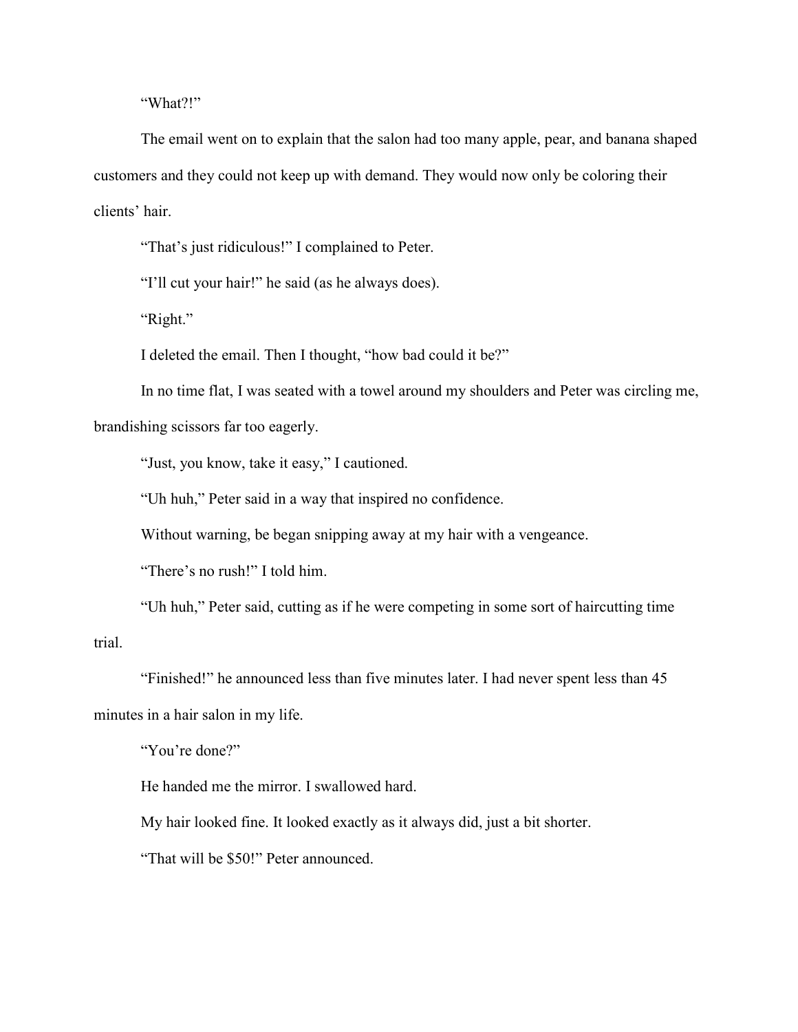"What?!"

The email went on to explain that the salon had too many apple, pear, and banana shaped customers and they could not keep up with demand. They would now only be coloring their clients' hair.

"That's just ridiculous!" I complained to Peter.

"I'll cut your hair!" he said (as he always does).

"Right."

I deleted the email. Then I thought, "how bad could it be?"

In no time flat, I was seated with a towel around my shoulders and Peter was circling me, brandishing scissors far too eagerly.

"Just, you know, take it easy," I cautioned.

"Uh huh," Peter said in a way that inspired no confidence.

Without warning, be began snipping away at my hair with a vengeance.

"There's no rush!" I told him.

"Uh huh," Peter said, cutting as if he were competing in some sort of haircutting time trial.

"Finished!" he announced less than five minutes later. I had never spent less than 45 minutes in a hair salon in my life.

"You're done?"

He handed me the mirror. I swallowed hard.

My hair looked fine. It looked exactly as it always did, just a bit shorter.

"That will be $50!" Peter announced.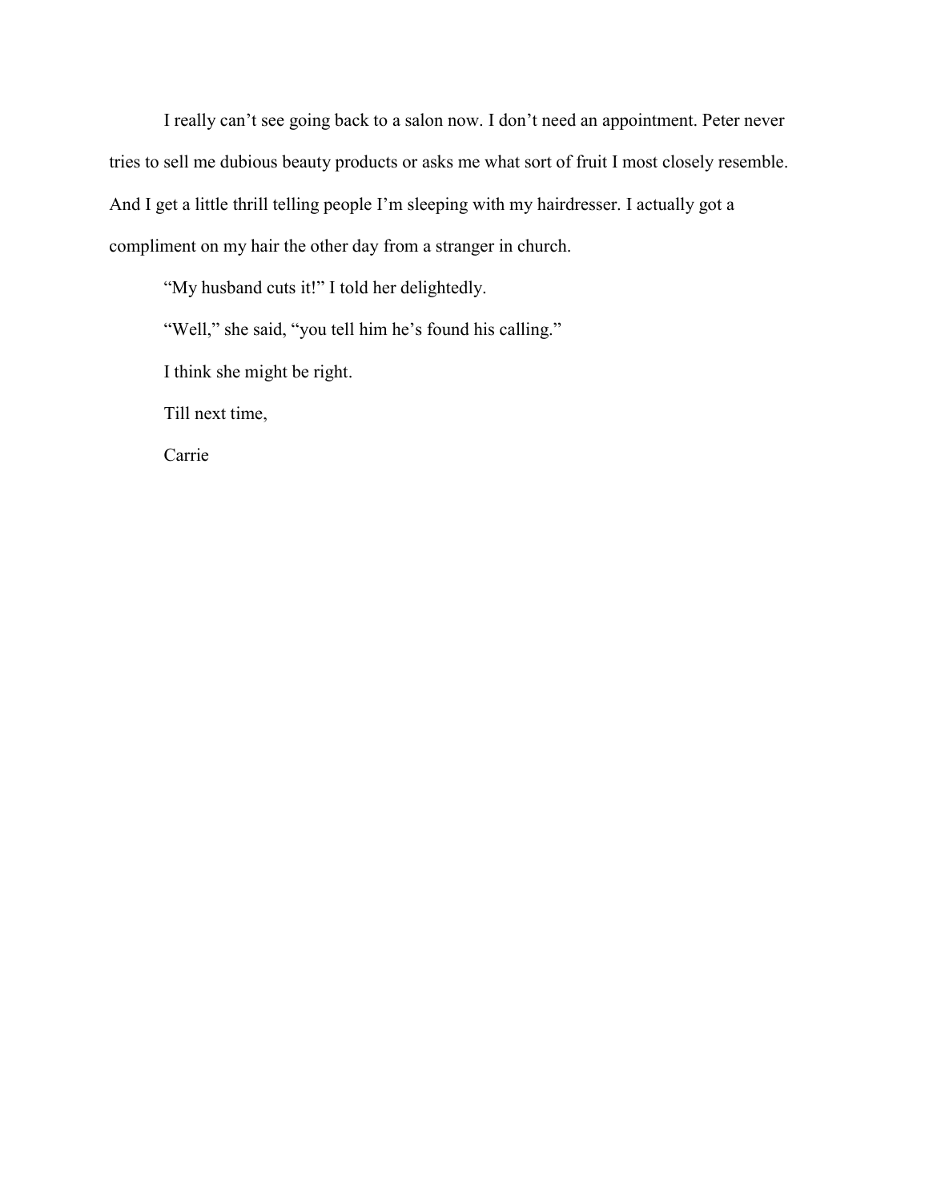I really can't see going back to a salon now. I don't need an appointment. Peter never tries to sell me dubious beauty products or asks me what sort of fruit I most closely resemble. And I get a little thrill telling people I'm sleeping with my hairdresser. I actually got a compliment on my hair the other day from a stranger in church.

"My husband cuts it!" I told her delightedly.

"Well," she said, "you tell him he's found his calling."

I think she might be right.

Till next time,

Carrie